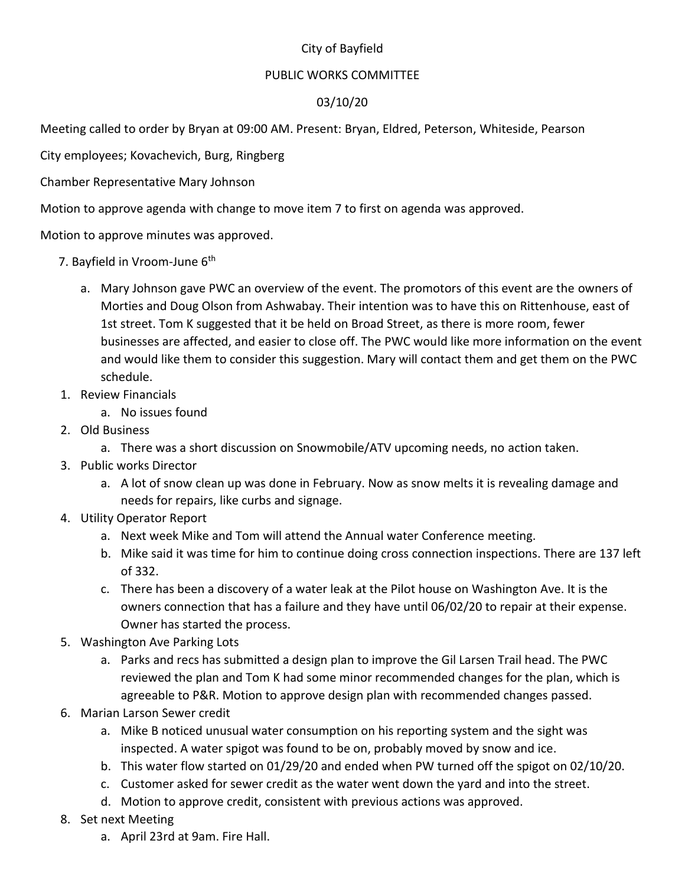City of Bayfield

PUBLIC WORKS COMMITTEE

03/10/20

Meeting called to order by Bryan at 09:00 AM. Present: Bryan, Eldred, Peterson, Whiteside, Pearson

City employees; Kovachevich, Burg, Ringberg

Chamber Representative Mary Johnson

Motion to approve agenda with change to move item 7 to first on agenda was approved.

Motion to approve minutes was approved.

7. Bayfield in Vroom-June 6th
   a. Mary Johnson gave PWC an overview of the event. The promotors of this event are the owners of Morties and Doug Olson from Ashwabay. Their intention was to have this on Rittenhouse, east of 1st street. Tom K suggested that it be held on Broad Street, as there is more room, fewer businesses are affected, and easier to close off. The PWC would like more information on the event and would like them to consider this suggestion. Mary will contact them and get them on the PWC schedule.

1. Review Financials
   a. No issues found
2. Old Business
   a. There was a short discussion on Snowmobile/ATV upcoming needs, no action taken.
3. Public works Director
   a. A lot of snow clean up was done in February. Now as snow melts it is revealing damage and needs for repairs, like curbs and signage.
4. Utility Operator Report
   a. Next week Mike and Tom will attend the Annual water Conference meeting.
   b. Mike said it was time for him to continue doing cross connection inspections. There are 137 left of 332.
   c. There has been a discovery of a water leak at the Pilot house on Washington Ave. It is the owners connection that has a failure and they have until 06/02/20 to repair at their expense. Owner has started the process.
5. Washington Ave Parking Lots
   a. Parks and recs has submitted a design plan to improve the Gil Larsen Trail head. The PWC reviewed the plan and Tom K had some minor recommended changes for the plan, which is agreeable to P&R. Motion to approve design plan with recommended changes passed.
6. Marian Larson Sewer credit
   a. Mike B noticed unusual water consumption on his reporting system and the sight was inspected. A water spigot was found to be on, probably moved by snow and ice.
   b. This water flow started on 01/29/20 and ended when PW turned off the spigot on 02/10/20.
   c. Customer asked for sewer credit as the water went down the yard and into the street.
   d. Motion to approve credit, consistent with previous actions was approved.
8. Set next Meeting
   a. April 23rd at 9am. Fire Hall.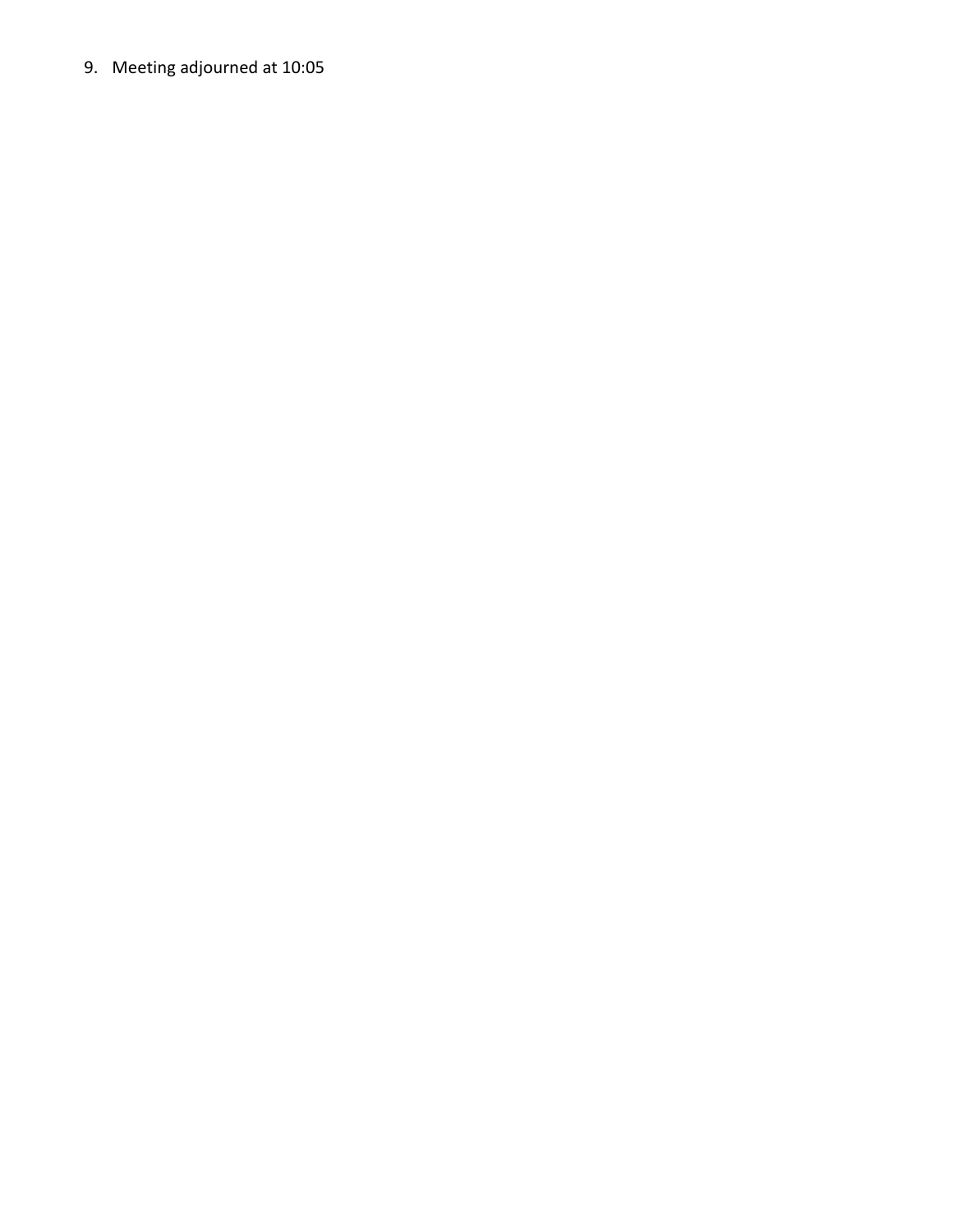9. Meeting adjourned at 10:05